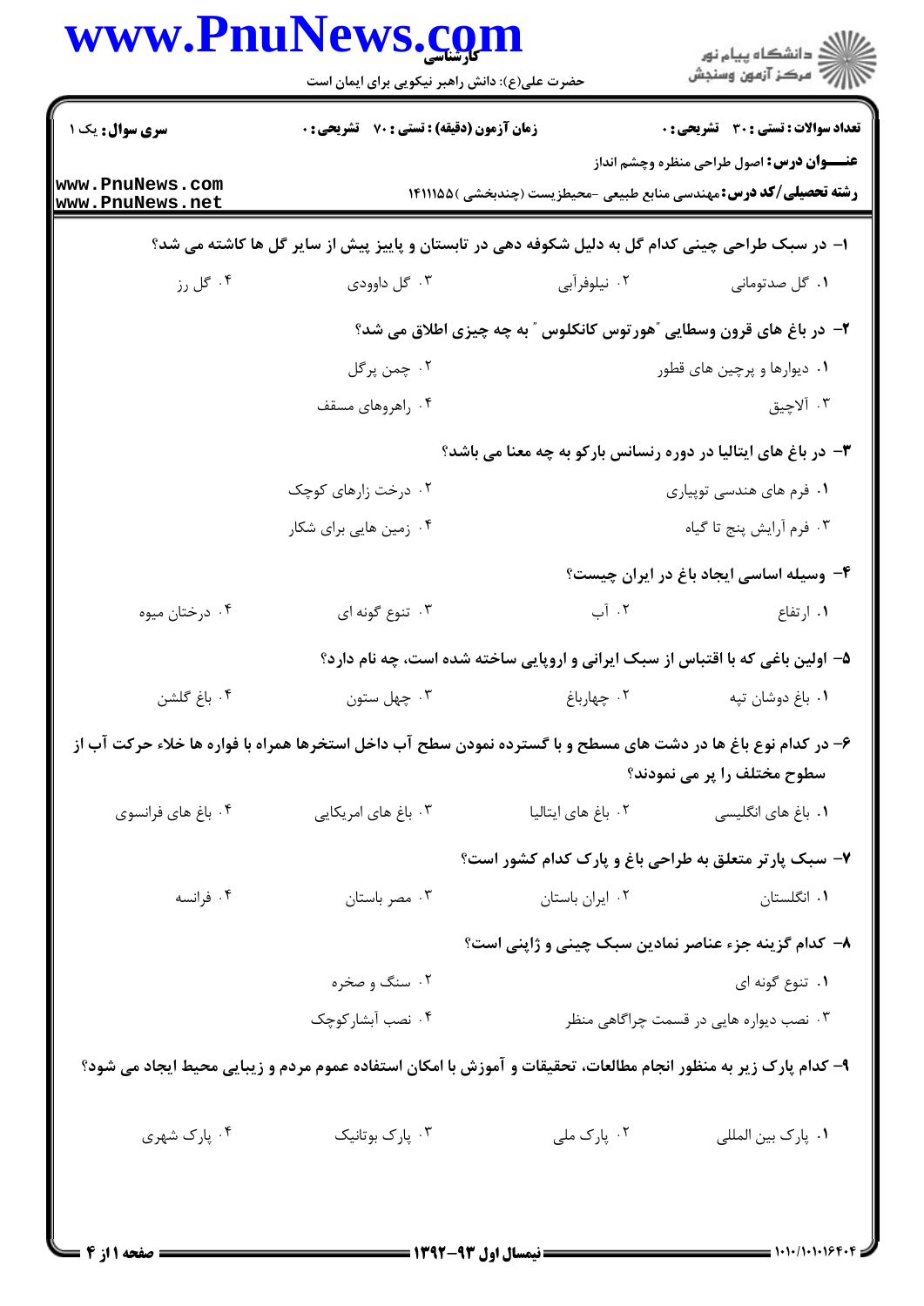**سری سوال:** یک ۱ | **زمان آزمون (دقیقه) : تستی : ۷۰ تشریحی : ۰** | **تعداد سوالات : تستی : ۳۰ تشریحی : ۰**

**عنـــوان درس:** اصول طراحی منظره وچشم انداز

**رشته تحصیلی/کد درس:** مهندسی منابع طبیعی -محیطزیست (چندبخشی )۱۴۱۱۱۵۵

۱- در سبک طراحی چینی کدام گل به دلیل شکوفه دهی در تابستان و پاییز پیش از سایر گل ها کاشته می شد؟

۱. گل صدتومانی
۲. نیلوفرآبی
۳. گل داوودی
۴. گل رز

۲- در باغ های قرون وسطایی "هورتوس کانکلوس" به چه چیزی اطلاق می شد؟

۱. دیوارها و پرچین های قطور
۲. چمن پرگل
۳. آلاچیق
۴. راهروهای مسقف

۳- در باغ های ایتالیا در دوره رنسانس بارکو به چه معنا می باشد؟

۱. فرم های هندسی توپیاری
۲. درخت زارهای کوچک
۳. فرم آرایش پنج تا گیاه
۴. زمین هایی برای شکار

۴- وسیله اساسی ایجاد باغ در ایران چیست؟

۱. ارتفاع
۲. آب
۳. تنوع گونه ای
۴. درختان میوه

۵- اولین باغی که با اقتباس از سبک ایرانی و اروپایی ساخته شده است، چه نام دارد؟

۱. باغ دوشان تپه
۲. چهارباغ
۳. چهل ستون
۴. باغ گلشن

۶- در کدام نوع باغ ها در دشت های مسطح و با گسترده نمودن سطح آب داخل استخرها همراه با فواره ها خلاء حرکت آب از سطوح مختلف را پر می نمودند؟

۱. باغ های انگلیسی
۲. باغ های ایتالیا
۳. باغ های امریکایی
۴. باغ های فرانسوی

۷- سبک پارتر متعلق به طراحی باغ و پارک کدام کشور است؟

۱. انگلستان
۲. ایران باستان
۳. مصر باستان
۴. فرانسه

۸- کدام گزینه جزء عناصر نمادین سبک چینی و ژاپنی است؟

۱. تنوع گونه ای
۲. سنگ و صخره
۳. نصب دیواره هایی در قسمت چراگاهی منظر
۴. نصب آبشارکوچک

۹- کدام پارک زیر به منظور انجام مطالعات، تحقیقات و آموزش با امکان استفاده عموم مردم و زیبایی محیط ایجاد می شود؟

۱. پارک بین المللی
۲. پارک ملی
۳. پارک بوتانیک
۴. پارک شهری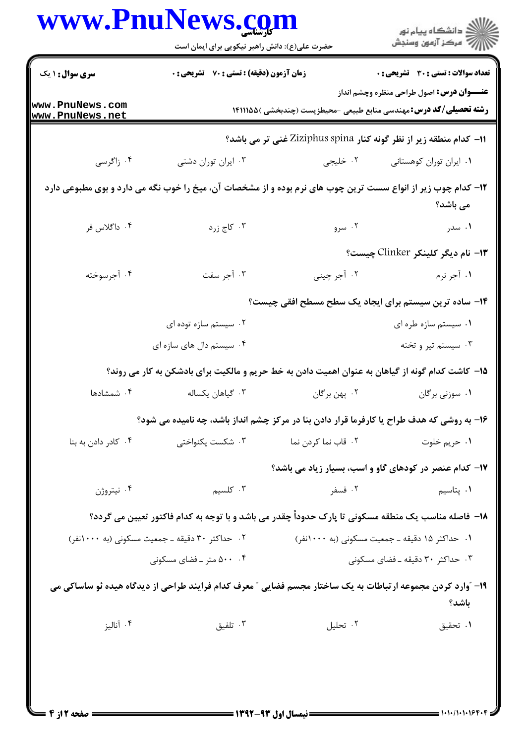**سری سوال:** ۱ یک | **زمان آزمون (دقیقه) : تستی :** ۷۰ **تشریحی :** ۰ | **تعداد سوالات : تستی :** ۳۰ **تشریحی :** ۰

**عنـــوان درس:** اصول طراحی منظره وچشم انداز

**رشته تحصیلی/کد درس:** مهندسی منابع طبیعی -محیطزیست (چندبخشی )۱۴۱۱۱۵۵

**۱۱- کدام منطقه زیر از نظر گونه کنار Ziziphus spina غنی تر می باشد؟**

۱. ایران توران کوهستانی
۲. خلیجی
۳. ایران توران دشتی
۴. زاگرسی

**۱۲- کدام چوب زیر از انواع سست ترین چوب های نرم بوده و از مشخصات آن، میخ را خوب نگه می دارد و بوی مطبوعی دارد می باشد؟**

۱. سدر
۲. سرو
۳. کاج زرد
۴. داگلاس فر

**۱۳- نام دیگر کلینکر Clinker چیست؟**

۱. آجر نرم
۲. آجر چینی
۳. آجر سفت
۴. آجرسوخته

**۱۴- ساده ترین سیستم برای ایجاد یک سطح مسطح افقی چیست؟**

۱. سیستم سازه طره ای
۲. سیستم سازه توده ای
۳. سیستم تیر و تخته
۴. سیستم دال های سازه ای

**۱۵- کاشت کدام گونه از گیاهان به عنوان اهمیت دادن به خط حریم و مالکیت برای بادشکن به کار می روند؟**

۱. سوزنی برگان
۲. پهن برگان
۳. گیاهان یکساله
۴. شمشادها

**۱۶- به روشی که هدف طراح یا کارفرما قرار دادن بنا در مرکز چشم انداز باشد، چه نامیده می شود؟**

۱. حریم خلوت
۲. قاب نما کردن نما
۳. شکست یکنواختی
۴. کادر دادن به بنا

**۱۷- کدام عنصر در کودهای گاو و اسب، بسیار زیاد می باشد؟**

۱. پتاسیم
۲. فسفر
۳. کلسیم
۴. نیتروژن

**۱۸- فاصله مناسب یک منطقه مسکونی تا پارک حدوداً چقدر می باشد و با توجه به کدام فاکتور تعیین می گردد؟**

۱. حداکثر ۱۵ دقیقه ـ جمعیت مسکونی (به ۱۰۰۰نفر)
۲. حداکثر ۳۰ دقیقه ـ جمعیت مسکونی (به ۱۰۰۰نفر)
۳. حداکثر ۳۰ دقیقه ـ فضای مسکونی
۴. ۵۰۰ متر ـ فضای مسکونی

**۱۹- "وارد کردن مجموعه ارتباطات به یک ساختار مجسم فضایی" معرف کدام فرایند طراحی از دیدگاه هیده ئو ساساکی می باشد؟**

۱. تحقیق
۲. تحلیل
۳. تلفیق
۴. آنالیز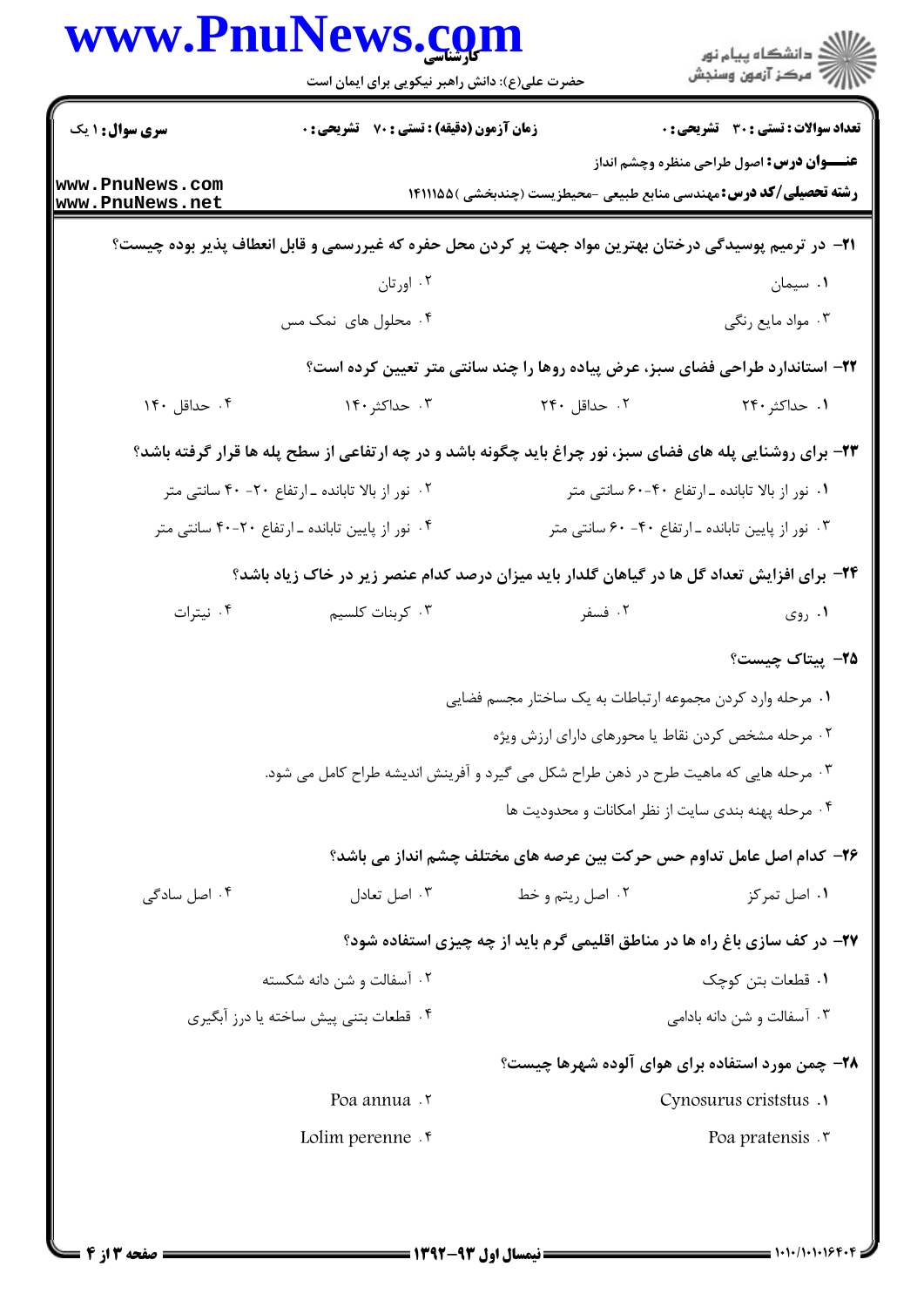**۲۱-** در ترمیم پوسیدگی درختان بهترین مواد جهت پر کردن محل حفره که غیررسمی و قابل انعطاف پذیر بوده چیست؟

۱. سیمان
۲. اورتان
۳. مواد مایع رنگی
۴. محلول های نمک مس

**۲۲-** استاندارد طراحی فضای سبز، عرض پیاده روها را چند سانتی متر تعیین کرده است؟

۱. حداکثر ۲۴۰
۲. حداقل ۲۴۰
۳. حداکثر ۱۴۰
۴. حداقل ۱۴۰

**۲۳-** برای روشنایی پله های فضای سبز، نور چراغ باید چگونه باشد و در چه ارتفاعی از سطح پله ها قرار گرفته باشد؟

۱. نور از بالا تابانده ـ ارتفاع ۴۰-۶۰ سانتی متر
۲. نور از بالا تابانده ـ ارتفاع ۲۰- ۴۰ سانتی متر
۳. نور از پایین تابانده ـ ارتفاع ۴۰- ۶۰ سانتی متر
۴. نور از پایین تابانده ـ ارتفاع ۲۰-۴۰ سانتی متر

**۲۴-** برای افزایش تعداد گل ها در گیاهان گلدار باید میزان درصد کدام عنصر زیر در خاک زیاد باشد؟

۱. روی
۲. فسفر
۳. کربنات کلسیم
۴. نیترات

**۲۵-** پیتاک چیست؟

۱. مرحله وارد کردن مجموعه ارتباطات به یک ساختار مجسم فضایی
۲. مرحله مشخص کردن نقاط یا محورهای دارای ارزش ویژه
۳. مرحله هایی که ماهیت طرح در ذهن طراح شکل می گیرد و آفرینش اندیشه طراح کامل می شود.
۴. مرحله پهنه بندی سایت از نظر امکانات و محدودیت ها

**۲۶-** کدام اصل عامل تداوم حس حرکت بین عرصه های مختلف چشم انداز می باشد؟

۱. اصل تمرکز
۲. اصل ریتم و خط
۳. اصل تعادل
۴. اصل سادگی

**۲۷-** در کف سازی باغ راه ها در مناطق اقلیمی گرم باید از چه چیزی استفاده شود؟

۱. قطعات بتن کوچک
۲. آسفالت و شن دانه شکسته
۳. آسفالت و شن دانه بادامی
۴. قطعات بتنی پیش ساخته یا درز آبگیری

**۲۸-** چمن مورد استفاده برای هوای آلوده شهرها چیست؟

۱. Cynosurus criststus
۲. Poa annua
۳. Poa pratensis
۴. Lolim perenne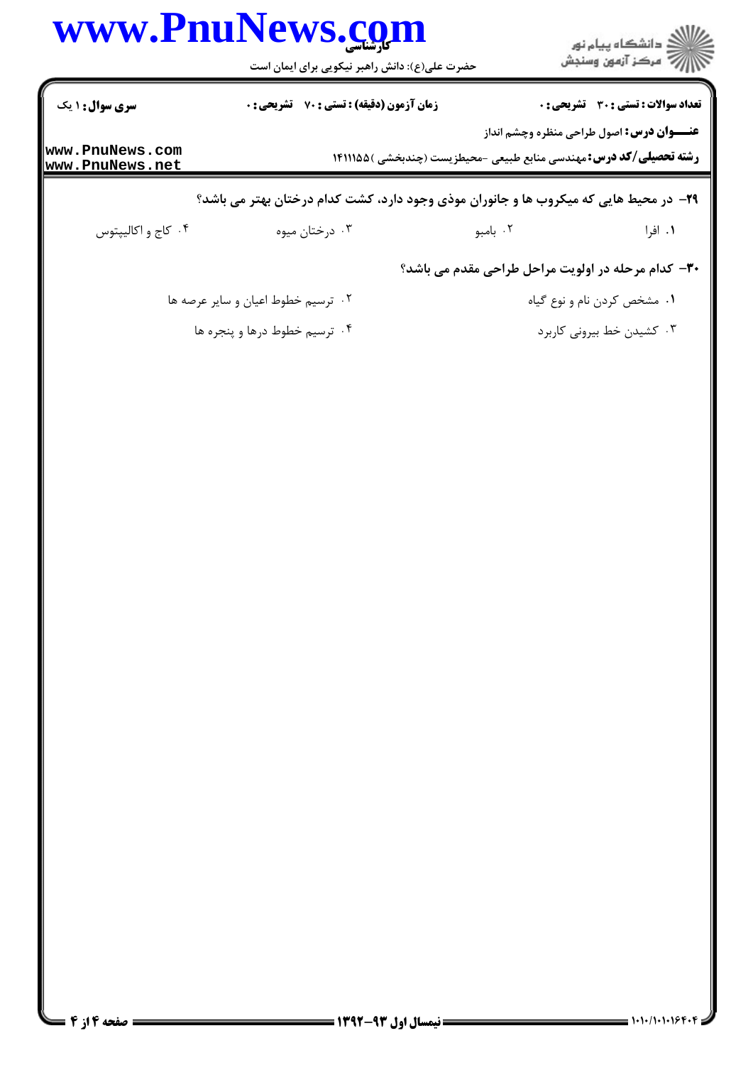۲۹- در محیط هایی که میکروب ها و جانوران موذی وجود دارد، کشت کدام درختان بهتر می باشد؟

۱. افرا

۲. بامبو

۳. درختان میوه

۴. کاج و اکالیپتوس

۳۰- کدام مرحله در اولویت مراحل طراحی مقدم می باشد؟

۱. مشخص کردن نام و نوع گیاه

۲. ترسیم خطوط اعیان و سایر عرصه ها

۳. کشیدن خط بیرونی کاربرد

۴. ترسیم خطوط درها و پنجره ها